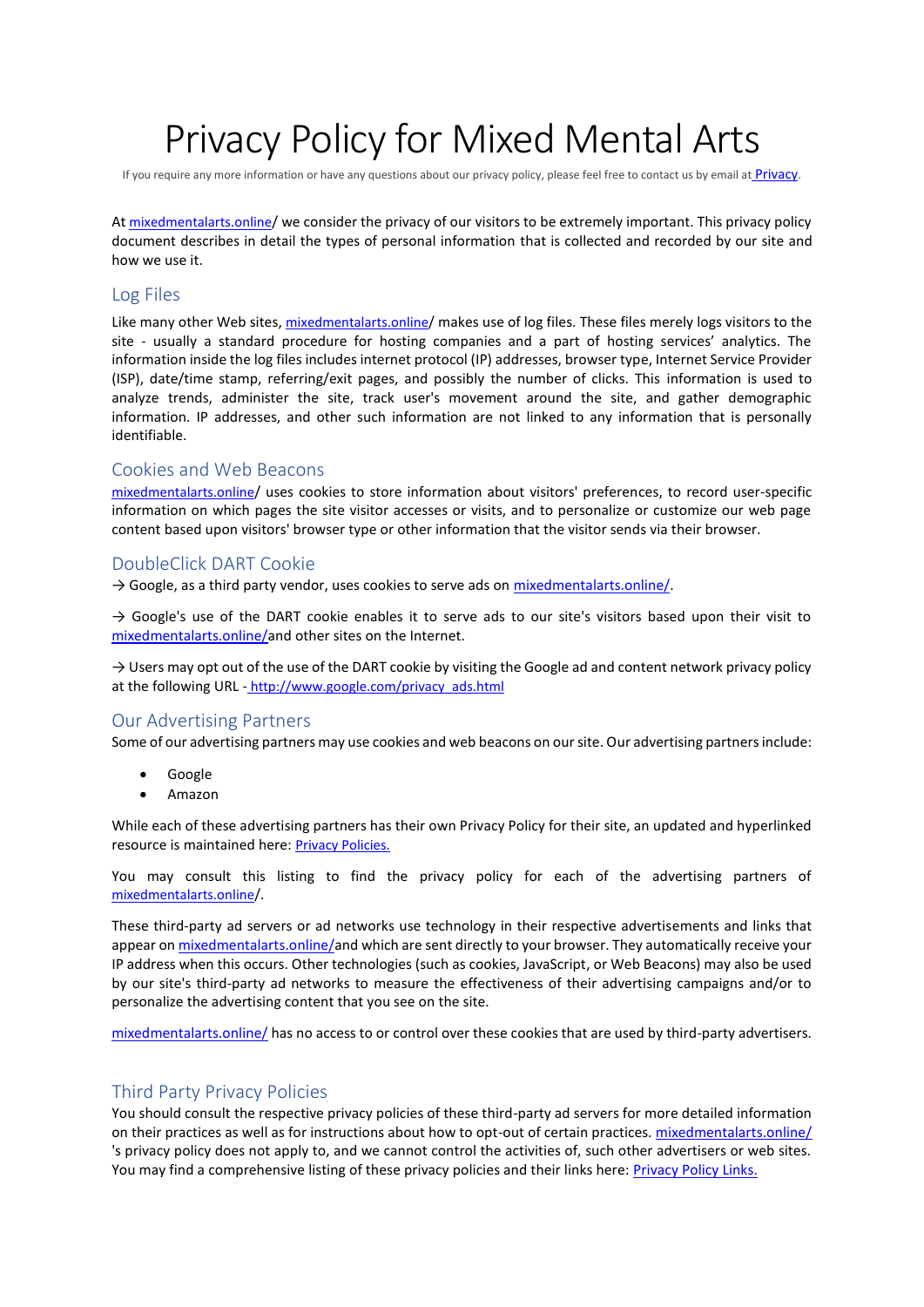# Privacy Policy for Mixed Mental Arts

If you require any more information or have any questions about our privacy policy, please feel free to contact us by email at Privacy.

At mixedmentalarts.online/ we consider the privacy of our visitors to be extremely important. This privacy policy document describes in detail the types of personal information that is collected and recorded by our site and how we use it.

## Log Files

Like many other Web sites, mixedmentalarts.online/ makes use of log files. These files merely logs visitors to the site - usually a standard procedure for hosting companies and a part of hosting services' analytics. The information inside the log files includes internet protocol (IP) addresses, browser type, Internet Service Provider (ISP), date/time stamp, referring/exit pages, and possibly the number of clicks. This information is used to analyze trends, administer the site, track user's movement around the site, and gather demographic information. IP addresses, and other such information are not linked to any information that is personally identifiable.

## Cookies and Web Beacons

mixedmentalarts.online/ uses cookies to store information about visitors' preferences, to record user-specific information on which pages the site visitor accesses or visits, and to personalize or customize our web page content based upon visitors' browser type or other information that the visitor sends via their browser.

## DoubleClick DART Cookie

→ Google, as a third party vendor, uses cookies to serve ads on mixedmentalarts.online/.

→ Google's use of the DART cookie enables it to serve ads to our site's visitors based upon their visit to mixedmentalarts.online/and other sites on the Internet.

→ Users may opt out of the use of the DART cookie by visiting the Google ad and content network privacy policy at the following URL - http://www.google.com/privacy_ads.html

## Our Advertising Partners

Some of our advertising partners may use cookies and web beacons on our site. Our advertising partners include:

- Google
- Amazon

While each of these advertising partners has their own Privacy Policy for their site, an updated and hyperlinked resource is maintained here: Privacy Policies.

You may consult this listing to find the privacy policy for each of the advertising partners of mixedmentalarts.online/.

These third-party ad servers or ad networks use technology in their respective advertisements and links that appear on mixedmentalarts.online/and which are sent directly to your browser. They automatically receive your IP address when this occurs. Other technologies (such as cookies, JavaScript, or Web Beacons) may also be used by our site's third-party ad networks to measure the effectiveness of their advertising campaigns and/or to personalize the advertising content that you see on the site.

mixedmentalarts.online/ has no access to or control over these cookies that are used by third-party advertisers.

## Third Party Privacy Policies

You should consult the respective privacy policies of these third-party ad servers for more detailed information on their practices as well as for instructions about how to opt-out of certain practices. mixedmentalarts.online/ 's privacy policy does not apply to, and we cannot control the activities of, such other advertisers or web sites. You may find a comprehensive listing of these privacy policies and their links here: Privacy Policy Links.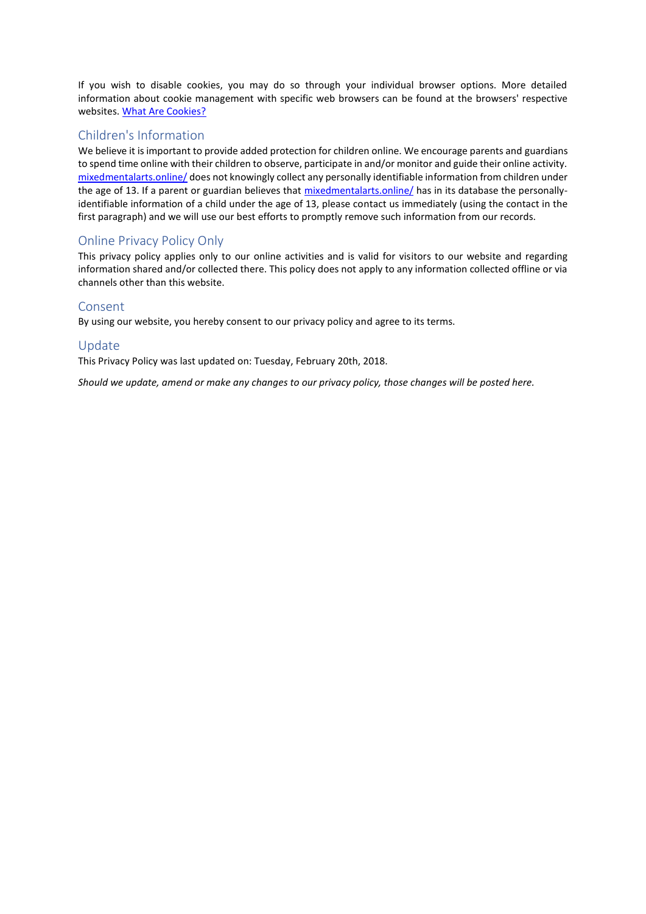If you wish to disable cookies, you may do so through your individual browser options. More detailed information about cookie management with specific web browsers can be found at the browsers' respective websites. What Are Cookies?

## Children's Information

We believe it is important to provide added protection for children online. We encourage parents and guardians to spend time online with their children to observe, participate in and/or monitor and guide their online activity. mixedmentalarts.online/ does not knowingly collect any personally identifiable information from children under the age of 13. If a parent or guardian believes that mixedmentalarts.online/ has in its database the personally-identifiable information of a child under the age of 13, please contact us immediately (using the contact in the first paragraph) and we will use our best efforts to promptly remove such information from our records.

## Online Privacy Policy Only

This privacy policy applies only to our online activities and is valid for visitors to our website and regarding information shared and/or collected there. This policy does not apply to any information collected offline or via channels other than this website.

## Consent

By using our website, you hereby consent to our privacy policy and agree to its terms.

## Update

This Privacy Policy was last updated on: Tuesday, February 20th, 2018.

*Should we update, amend or make any changes to our privacy policy, those changes will be posted here.*